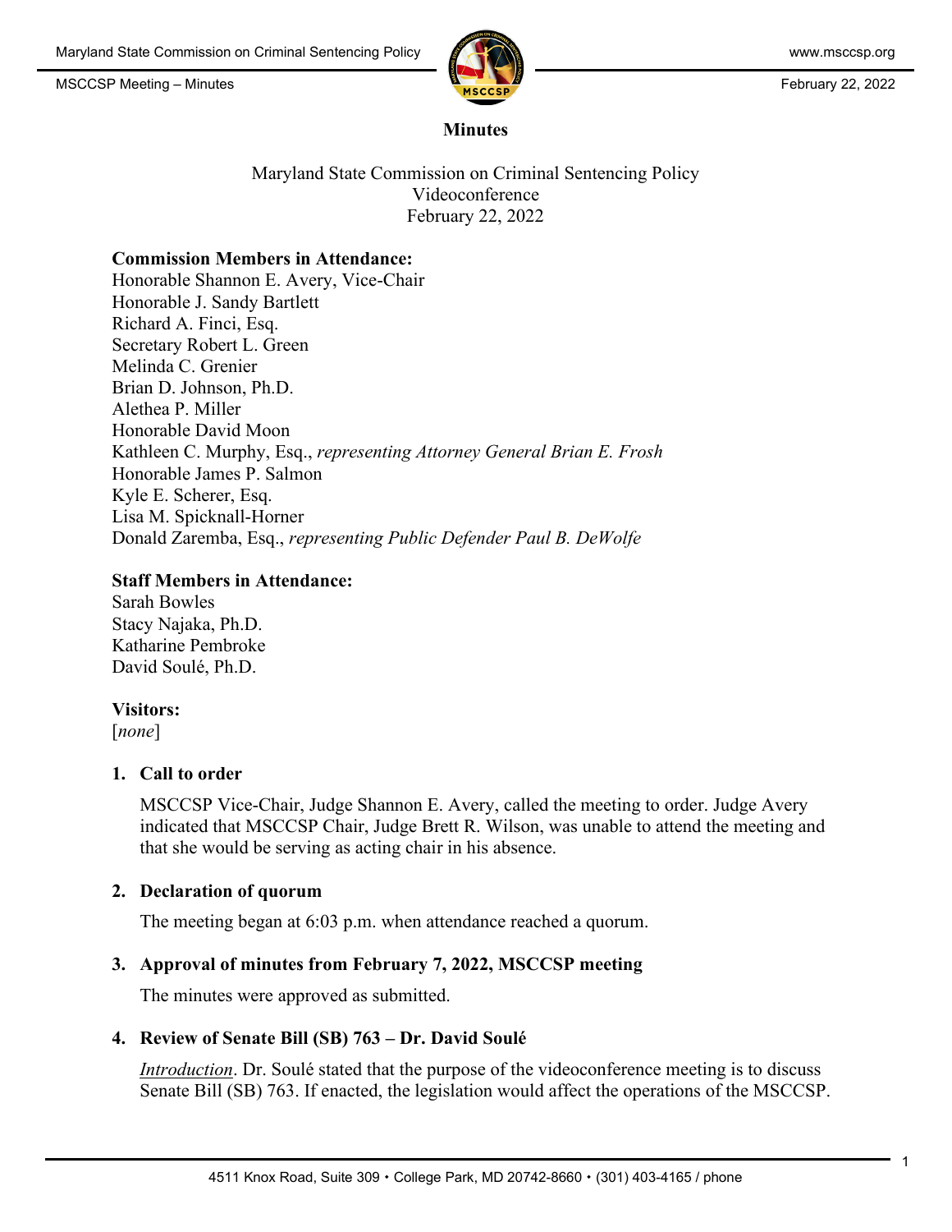# Minutes

Maryland State Commission on Criminal Sentencing Policy
Videoconference
February 22, 2022

**Commission Members in Attendance:**
Honorable Shannon E. Avery, Vice-Chair
Honorable J. Sandy Bartlett
Richard A. Finci, Esq.
Secretary Robert L. Green
Melinda C. Grenier
Brian D. Johnson, Ph.D.
Alethea P. Miller
Honorable David Moon
Kathleen C. Murphy, Esq., *representing Attorney General Brian E. Frosh*
Honorable James P. Salmon
Kyle E. Scherer, Esq.
Lisa M. Spicknall-Horner
Donald Zaremba, Esq., *representing Public Defender Paul B. DeWolfe*

**Staff Members in Attendance:**
Sarah Bowles
Stacy Najaka, Ph.D.
Katharine Pembroke
David Soulé, Ph.D.

**Visitors:**
[*none*]

## 1. Call to order

MSCCSP Vice-Chair, Judge Shannon E. Avery, called the meeting to order. Judge Avery indicated that MSCCSP Chair, Judge Brett R. Wilson, was unable to attend the meeting and that she would be serving as acting chair in his absence.

## 2. Declaration of quorum

The meeting began at 6:03 p.m. when attendance reached a quorum.

## 3. Approval of minutes from February 7, 2022, MSCCSP meeting

The minutes were approved as submitted.

## 4. Review of Senate Bill (SB) 763 – Dr. David Soulé

*Introduction*. Dr. Soulé stated that the purpose of the videoconference meeting is to discuss Senate Bill (SB) 763. If enacted, the legislation would affect the operations of the MSCCSP.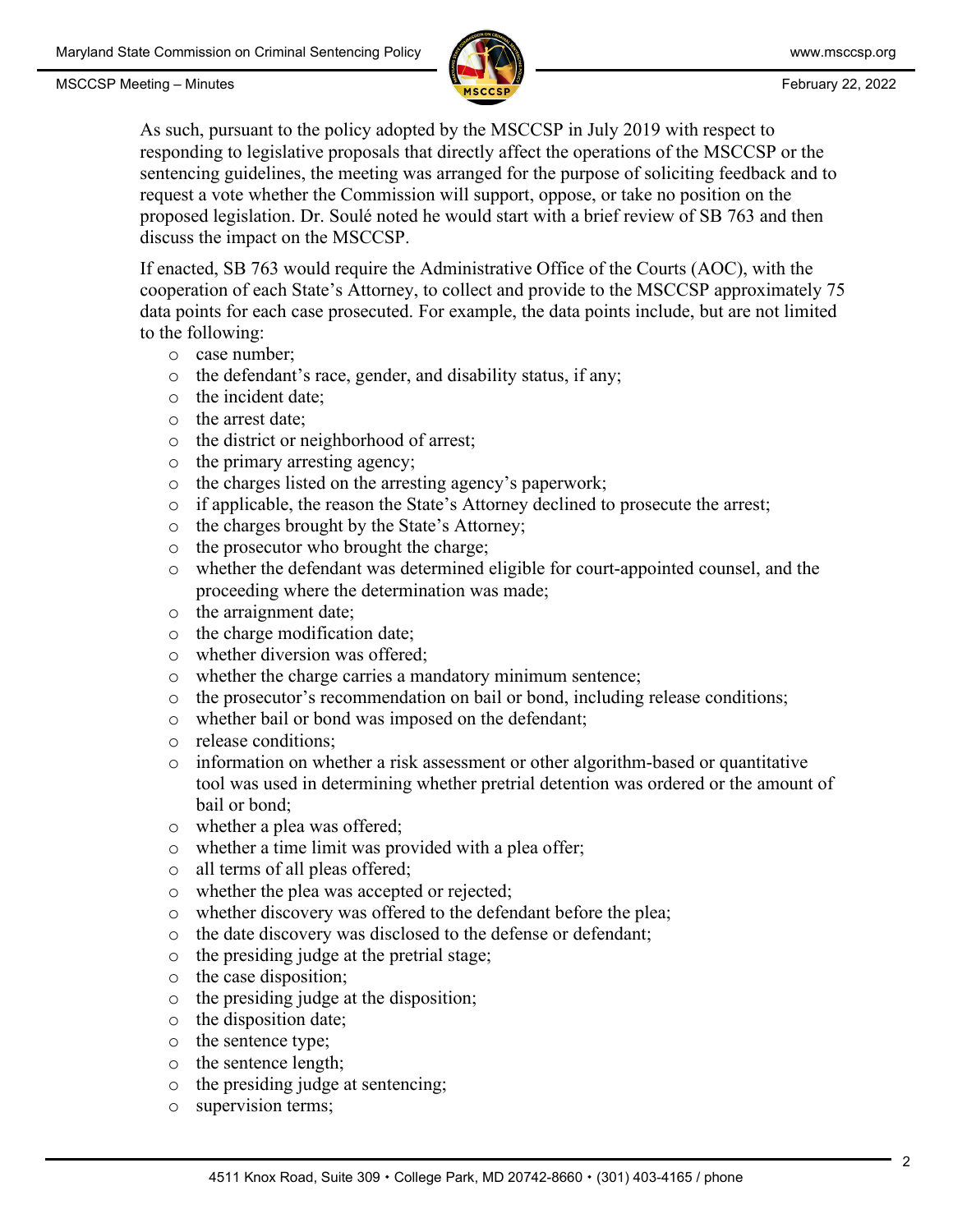As such, pursuant to the policy adopted by the MSCCSP in July 2019 with respect to responding to legislative proposals that directly affect the operations of the MSCCSP or the sentencing guidelines, the meeting was arranged for the purpose of soliciting feedback and to request a vote whether the Commission will support, oppose, or take no position on the proposed legislation. Dr. Soulé noted he would start with a brief review of SB 763 and then discuss the impact on the MSCCSP.

If enacted, SB 763 would require the Administrative Office of the Courts (AOC), with the cooperation of each State's Attorney, to collect and provide to the MSCCSP approximately 75 data points for each case prosecuted. For example, the data points include, but are not limited to the following:

- case number;
- the defendant's race, gender, and disability status, if any;
- the incident date;
- the arrest date;
- the district or neighborhood of arrest;
- the primary arresting agency;
- the charges listed on the arresting agency's paperwork;
- if applicable, the reason the State's Attorney declined to prosecute the arrest;
- the charges brought by the State's Attorney;
- the prosecutor who brought the charge;
- whether the defendant was determined eligible for court-appointed counsel, and the proceeding where the determination was made;
- the arraignment date;
- the charge modification date;
- whether diversion was offered;
- whether the charge carries a mandatory minimum sentence;
- the prosecutor's recommendation on bail or bond, including release conditions;
- whether bail or bond was imposed on the defendant;
- release conditions;
- information on whether a risk assessment or other algorithm-based or quantitative tool was used in determining whether pretrial detention was ordered or the amount of bail or bond;
- whether a plea was offered;
- whether a time limit was provided with a plea offer;
- all terms of all pleas offered;
- whether the plea was accepted or rejected;
- whether discovery was offered to the defendant before the plea;
- the date discovery was disclosed to the defense or defendant;
- the presiding judge at the pretrial stage;
- the case disposition;
- the presiding judge at the disposition;
- the disposition date;
- the sentence type;
- the sentence length;
- the presiding judge at sentencing;
- supervision terms;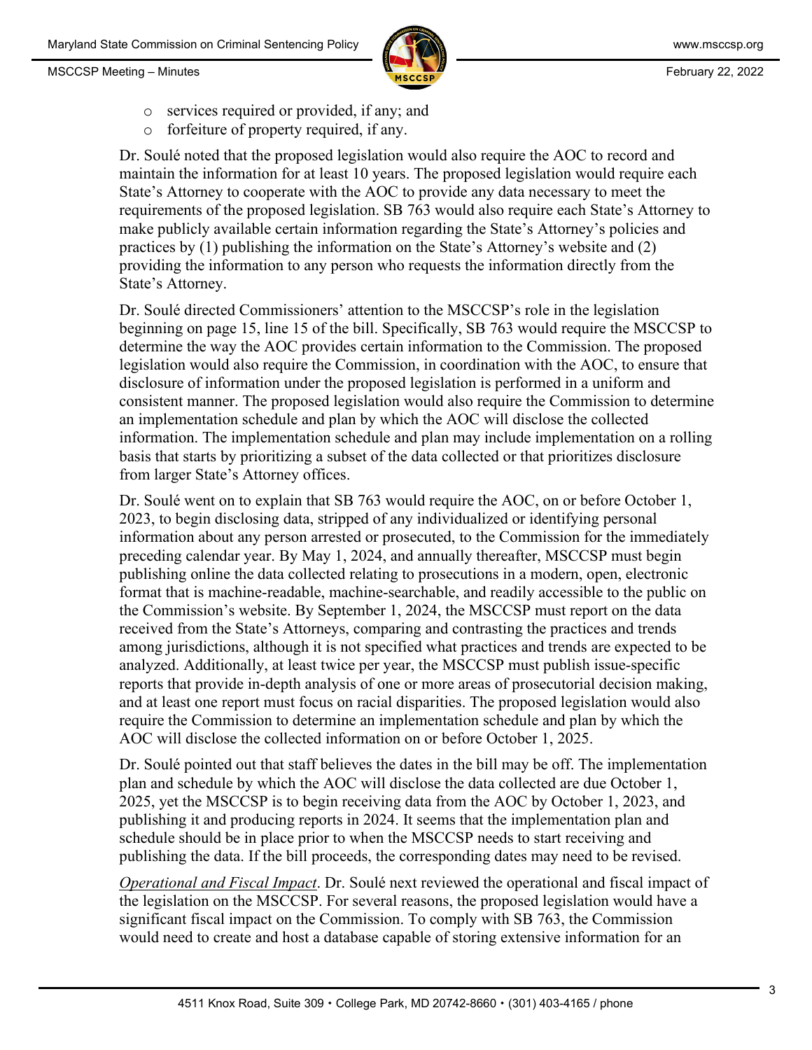- services required or provided, if any; and
- forfeiture of property required, if any.

Dr. Soulé noted that the proposed legislation would also require the AOC to record and maintain the information for at least 10 years. The proposed legislation would require each State's Attorney to cooperate with the AOC to provide any data necessary to meet the requirements of the proposed legislation. SB 763 would also require each State's Attorney to make publicly available certain information regarding the State's Attorney's policies and practices by (1) publishing the information on the State's Attorney's website and (2) providing the information to any person who requests the information directly from the State's Attorney.

Dr. Soulé directed Commissioners' attention to the MSCCSP's role in the legislation beginning on page 15, line 15 of the bill. Specifically, SB 763 would require the MSCCSP to determine the way the AOC provides certain information to the Commission. The proposed legislation would also require the Commission, in coordination with the AOC, to ensure that disclosure of information under the proposed legislation is performed in a uniform and consistent manner. The proposed legislation would also require the Commission to determine an implementation schedule and plan by which the AOC will disclose the collected information. The implementation schedule and plan may include implementation on a rolling basis that starts by prioritizing a subset of the data collected or that prioritizes disclosure from larger State's Attorney offices.

Dr. Soulé went on to explain that SB 763 would require the AOC, on or before October 1, 2023, to begin disclosing data, stripped of any individualized or identifying personal information about any person arrested or prosecuted, to the Commission for the immediately preceding calendar year. By May 1, 2024, and annually thereafter, MSCCSP must begin publishing online the data collected relating to prosecutions in a modern, open, electronic format that is machine-readable, machine-searchable, and readily accessible to the public on the Commission's website. By September 1, 2024, the MSCCSP must report on the data received from the State's Attorneys, comparing and contrasting the practices and trends among jurisdictions, although it is not specified what practices and trends are expected to be analyzed. Additionally, at least twice per year, the MSCCSP must publish issue-specific reports that provide in-depth analysis of one or more areas of prosecutorial decision making, and at least one report must focus on racial disparities. The proposed legislation would also require the Commission to determine an implementation schedule and plan by which the AOC will disclose the collected information on or before October 1, 2025.

Dr. Soulé pointed out that staff believes the dates in the bill may be off. The implementation plan and schedule by which the AOC will disclose the data collected are due October 1, 2025, yet the MSCCSP is to begin receiving data from the AOC by October 1, 2023, and publishing it and producing reports in 2024. It seems that the implementation plan and schedule should be in place prior to when the MSCCSP needs to start receiving and publishing the data. If the bill proceeds, the corresponding dates may need to be revised.

*Operational and Fiscal Impact*. Dr. Soulé next reviewed the operational and fiscal impact of the legislation on the MSCCSP. For several reasons, the proposed legislation would have a significant fiscal impact on the Commission. To comply with SB 763, the Commission would need to create and host a database capable of storing extensive information for an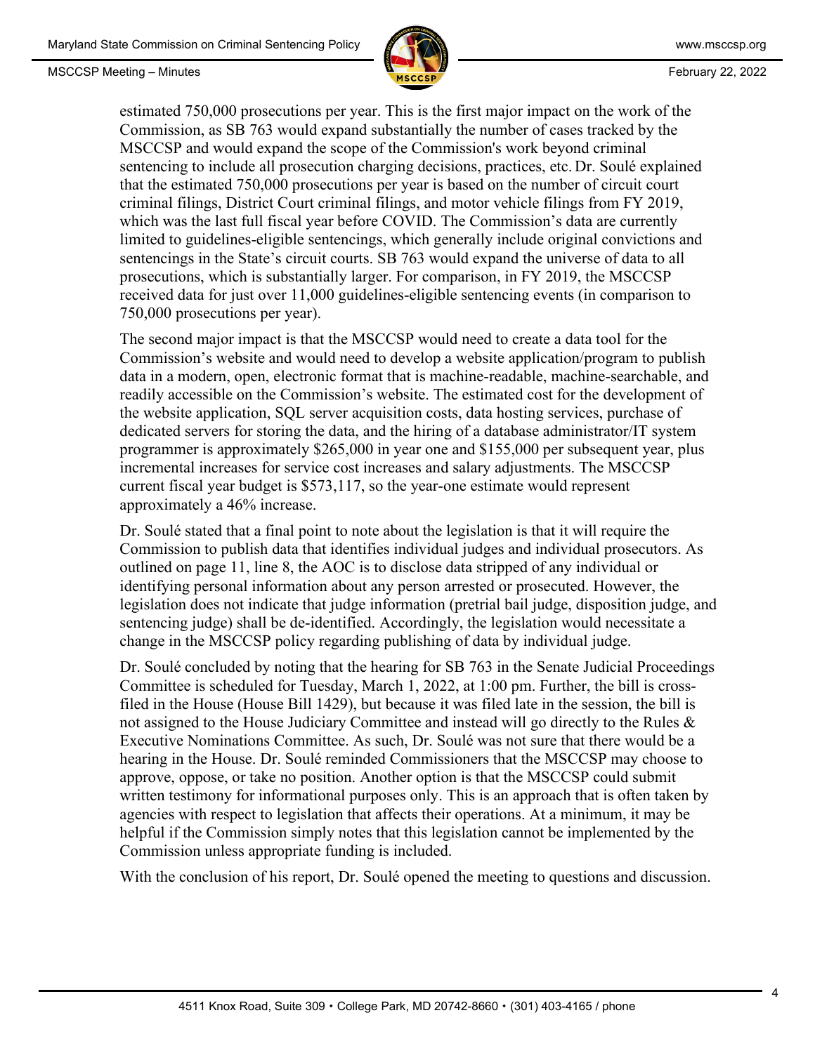estimated 750,000 prosecutions per year. This is the first major impact on the work of the Commission, as SB 763 would expand substantially the number of cases tracked by the MSCCSP and would expand the scope of the Commission's work beyond criminal sentencing to include all prosecution charging decisions, practices, etc. Dr. Soulé explained that the estimated 750,000 prosecutions per year is based on the number of circuit court criminal filings, District Court criminal filings, and motor vehicle filings from FY 2019, which was the last full fiscal year before COVID. The Commission's data are currently limited to guidelines-eligible sentencings, which generally include original convictions and sentencings in the State's circuit courts. SB 763 would expand the universe of data to all prosecutions, which is substantially larger. For comparison, in FY 2019, the MSCCSP received data for just over 11,000 guidelines-eligible sentencing events (in comparison to 750,000 prosecutions per year).

The second major impact is that the MSCCSP would need to create a data tool for the Commission's website and would need to develop a website application/program to publish data in a modern, open, electronic format that is machine-readable, machine-searchable, and readily accessible on the Commission's website. The estimated cost for the development of the website application, SQL server acquisition costs, data hosting services, purchase of dedicated servers for storing the data, and the hiring of a database administrator/IT system programmer is approximately $265,000 in year one and $155,000 per subsequent year, plus incremental increases for service cost increases and salary adjustments. The MSCCSP current fiscal year budget is $573,117, so the year-one estimate would represent approximately a 46% increase.

Dr. Soulé stated that a final point to note about the legislation is that it will require the Commission to publish data that identifies individual judges and individual prosecutors. As outlined on page 11, line 8, the AOC is to disclose data stripped of any individual or identifying personal information about any person arrested or prosecuted. However, the legislation does not indicate that judge information (pretrial bail judge, disposition judge, and sentencing judge) shall be de-identified. Accordingly, the legislation would necessitate a change in the MSCCSP policy regarding publishing of data by individual judge.

Dr. Soulé concluded by noting that the hearing for SB 763 in the Senate Judicial Proceedings Committee is scheduled for Tuesday, March 1, 2022, at 1:00 pm. Further, the bill is cross-filed in the House (House Bill 1429), but because it was filed late in the session, the bill is not assigned to the House Judiciary Committee and instead will go directly to the Rules & Executive Nominations Committee. As such, Dr. Soulé was not sure that there would be a hearing in the House. Dr. Soulé reminded Commissioners that the MSCCSP may choose to approve, oppose, or take no position. Another option is that the MSCCSP could submit written testimony for informational purposes only. This is an approach that is often taken by agencies with respect to legislation that affects their operations. At a minimum, it may be helpful if the Commission simply notes that this legislation cannot be implemented by the Commission unless appropriate funding is included.

With the conclusion of his report, Dr. Soulé opened the meeting to questions and discussion.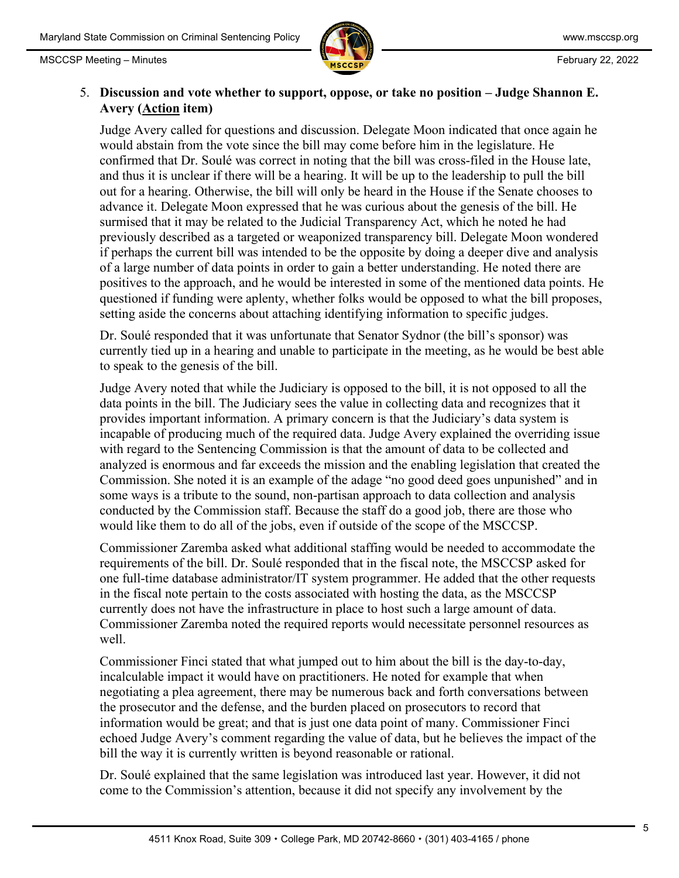5. **Discussion and vote whether to support, oppose, or take no position – Judge Shannon E. Avery (Action item)**

   Judge Avery called for questions and discussion. Delegate Moon indicated that once again he would abstain from the vote since the bill may come before him in the legislature. He confirmed that Dr. Soulé was correct in noting that the bill was cross-filed in the House late, and thus it is unclear if there will be a hearing. It will be up to the leadership to pull the bill out for a hearing. Otherwise, the bill will only be heard in the House if the Senate chooses to advance it. Delegate Moon expressed that he was curious about the genesis of the bill. He surmised that it may be related to the Judicial Transparency Act, which he noted he had previously described as a targeted or weaponized transparency bill. Delegate Moon wondered if perhaps the current bill was intended to be the opposite by doing a deeper dive and analysis of a large number of data points in order to gain a better understanding. He noted there are positives to the approach, and he would be interested in some of the mentioned data points. He questioned if funding were aplenty, whether folks would be opposed to what the bill proposes, setting aside the concerns about attaching identifying information to specific judges.

   Dr. Soulé responded that it was unfortunate that Senator Sydnor (the bill's sponsor) was currently tied up in a hearing and unable to participate in the meeting, as he would be best able to speak to the genesis of the bill.

   Judge Avery noted that while the Judiciary is opposed to the bill, it is not opposed to all the data points in the bill. The Judiciary sees the value in collecting data and recognizes that it provides important information. A primary concern is that the Judiciary's data system is incapable of producing much of the required data. Judge Avery explained the overriding issue with regard to the Sentencing Commission is that the amount of data to be collected and analyzed is enormous and far exceeds the mission and the enabling legislation that created the Commission. She noted it is an example of the adage "no good deed goes unpunished" and in some ways is a tribute to the sound, non-partisan approach to data collection and analysis conducted by the Commission staff. Because the staff do a good job, there are those who would like them to do all of the jobs, even if outside of the scope of the MSCCSP.

   Commissioner Zaremba asked what additional staffing would be needed to accommodate the requirements of the bill. Dr. Soulé responded that in the fiscal note, the MSCCSP asked for one full-time database administrator/IT system programmer. He added that the other requests in the fiscal note pertain to the costs associated with hosting the data, as the MSCCSP currently does not have the infrastructure in place to host such a large amount of data. Commissioner Zaremba noted the required reports would necessitate personnel resources as well.

   Commissioner Finci stated that what jumped out to him about the bill is the day-to-day, incalculable impact it would have on practitioners. He noted for example that when negotiating a plea agreement, there may be numerous back and forth conversations between the prosecutor and the defense, and the burden placed on prosecutors to record that information would be great; and that is just one data point of many. Commissioner Finci echoed Judge Avery's comment regarding the value of data, but he believes the impact of the bill the way it is currently written is beyond reasonable or rational.

   Dr. Soulé explained that the same legislation was introduced last year. However, it did not come to the Commission's attention, because it did not specify any involvement by the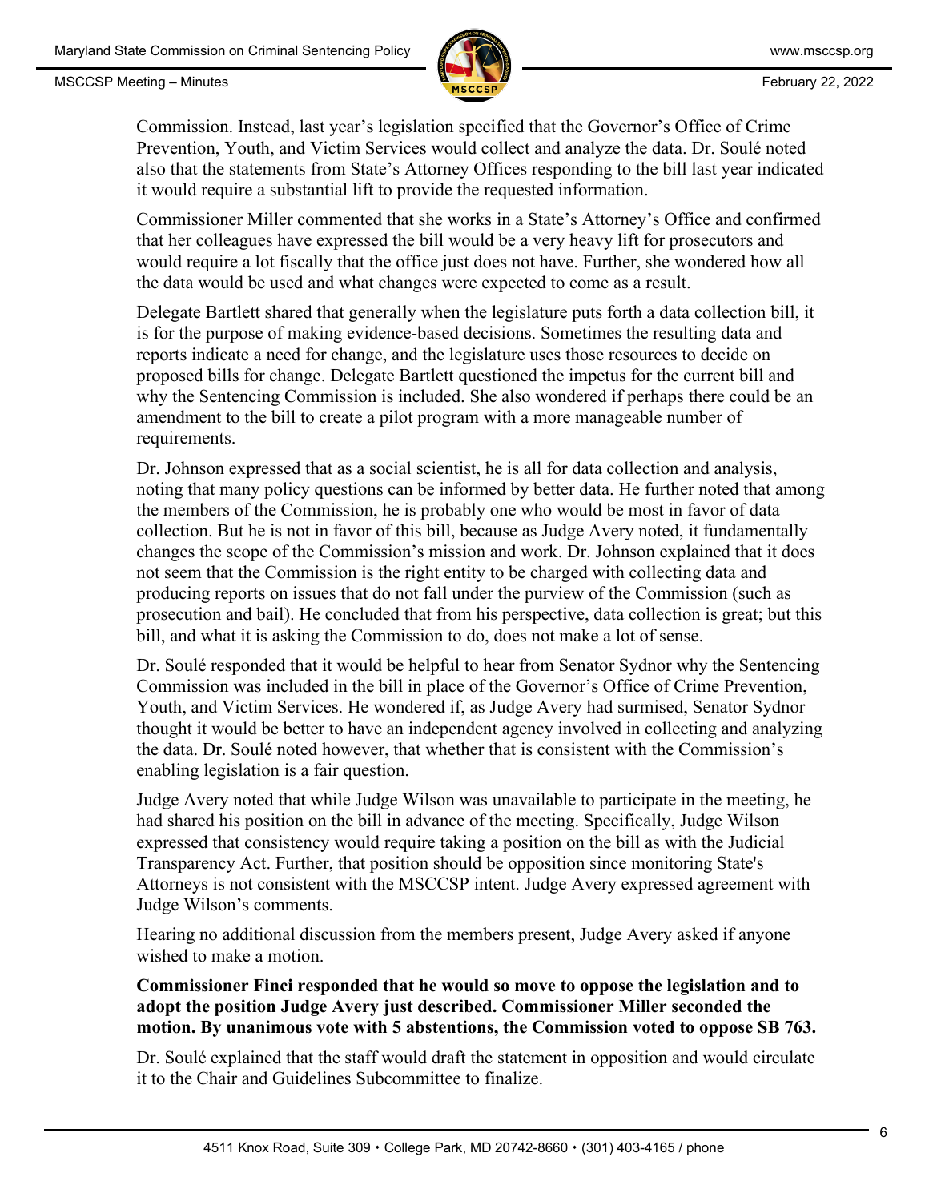Commission. Instead, last year's legislation specified that the Governor's Office of Crime Prevention, Youth, and Victim Services would collect and analyze the data. Dr. Soulé noted also that the statements from State's Attorney Offices responding to the bill last year indicated it would require a substantial lift to provide the requested information.

Commissioner Miller commented that she works in a State's Attorney's Office and confirmed that her colleagues have expressed the bill would be a very heavy lift for prosecutors and would require a lot fiscally that the office just does not have. Further, she wondered how all the data would be used and what changes were expected to come as a result.

Delegate Bartlett shared that generally when the legislature puts forth a data collection bill, it is for the purpose of making evidence-based decisions. Sometimes the resulting data and reports indicate a need for change, and the legislature uses those resources to decide on proposed bills for change. Delegate Bartlett questioned the impetus for the current bill and why the Sentencing Commission is included. She also wondered if perhaps there could be an amendment to the bill to create a pilot program with a more manageable number of requirements.

Dr. Johnson expressed that as a social scientist, he is all for data collection and analysis, noting that many policy questions can be informed by better data. He further noted that among the members of the Commission, he is probably one who would be most in favor of data collection. But he is not in favor of this bill, because as Judge Avery noted, it fundamentally changes the scope of the Commission's mission and work. Dr. Johnson explained that it does not seem that the Commission is the right entity to be charged with collecting data and producing reports on issues that do not fall under the purview of the Commission (such as prosecution and bail). He concluded that from his perspective, data collection is great; but this bill, and what it is asking the Commission to do, does not make a lot of sense.

Dr. Soulé responded that it would be helpful to hear from Senator Sydnor why the Sentencing Commission was included in the bill in place of the Governor's Office of Crime Prevention, Youth, and Victim Services. He wondered if, as Judge Avery had surmised, Senator Sydnor thought it would be better to have an independent agency involved in collecting and analyzing the data. Dr. Soulé noted however, that whether that is consistent with the Commission's enabling legislation is a fair question.

Judge Avery noted that while Judge Wilson was unavailable to participate in the meeting, he had shared his position on the bill in advance of the meeting. Specifically, Judge Wilson expressed that consistency would require taking a position on the bill as with the Judicial Transparency Act. Further, that position should be opposition since monitoring State's Attorneys is not consistent with the MSCCSP intent. Judge Avery expressed agreement with Judge Wilson's comments.

Hearing no additional discussion from the members present, Judge Avery asked if anyone wished to make a motion.

**Commissioner Finci responded that he would so move to oppose the legislation and to adopt the position Judge Avery just described. Commissioner Miller seconded the motion. By unanimous vote with 5 abstentions, the Commission voted to oppose SB 763.**

Dr. Soulé explained that the staff would draft the statement in opposition and would circulate it to the Chair and Guidelines Subcommittee to finalize.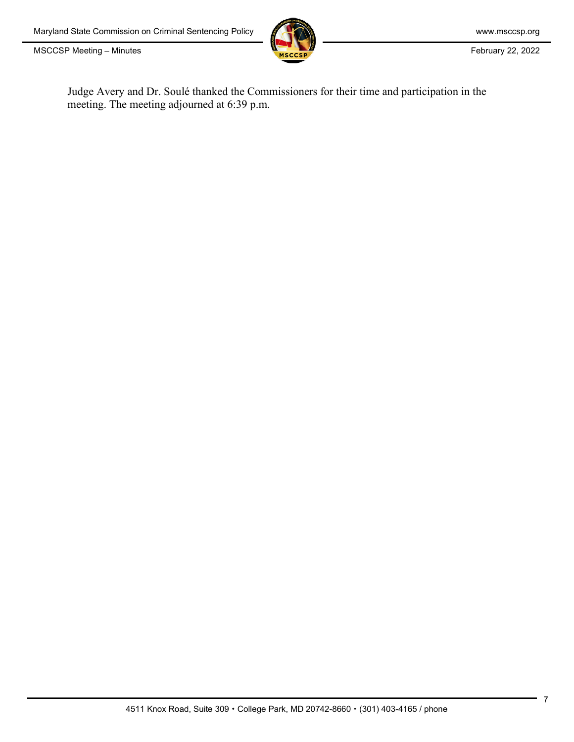Judge Avery and Dr. Soulé thanked the Commissioners for their time and participation in the meeting. The meeting adjourned at 6:39 p.m.